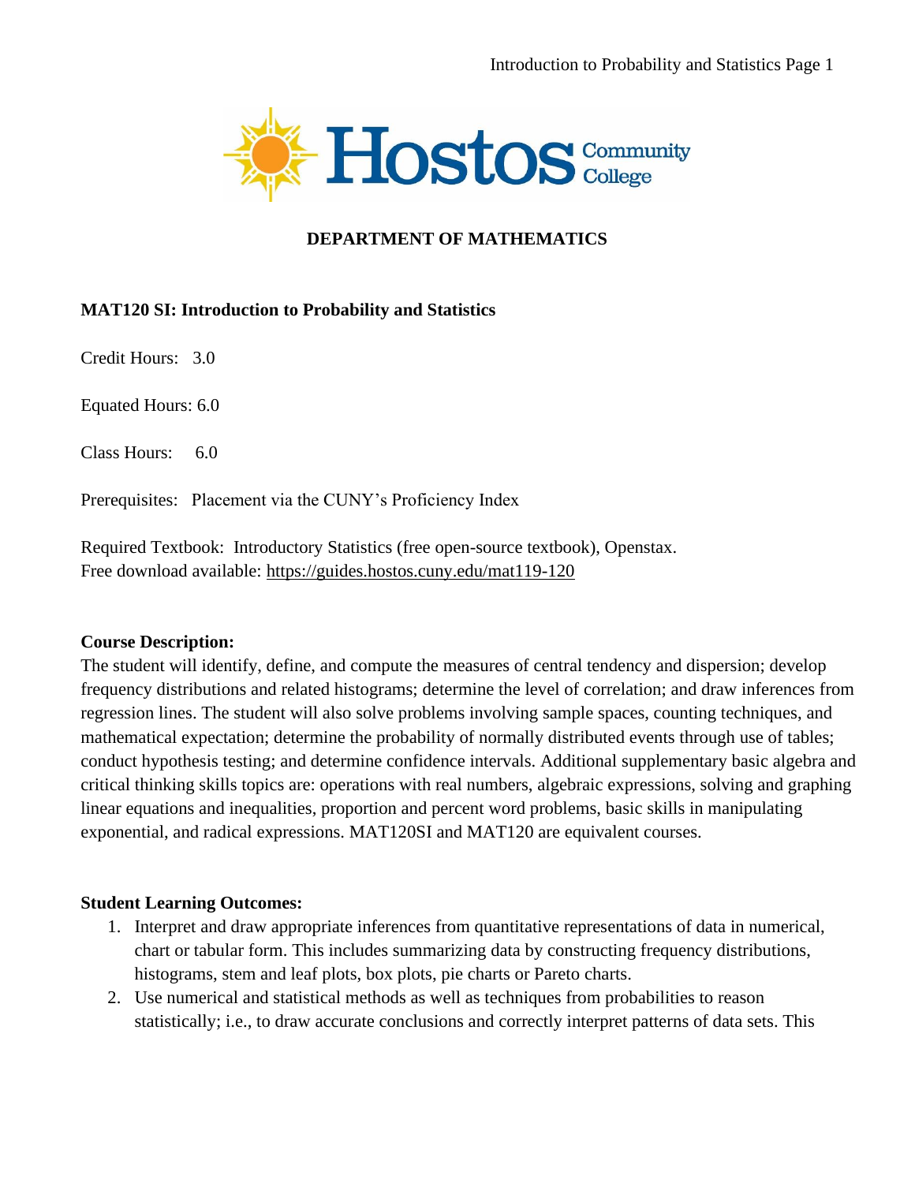## DEPARTMENT OF MATHEMATICS

**MAT120 SI: Introduction to Probability and Statistics**

Credit Hours: 3.0

Equated Hours: 6.0

Class Hours: 6.0

Prerequisites: Placement via the CUNY's Proficiency Index

Required Textbook: Introductory Statistics (free open-source textbook), Openstax.
Free download available: https://guides.hostos.cuny.edu/mat119-120

**Course Description:**
The student will identify, define, and compute the measures of central tendency and dispersion; develop frequency distributions and related histograms; determine the level of correlation; and draw inferences from regression lines. The student will also solve problems involving sample spaces, counting techniques, and mathematical expectation; determine the probability of normally distributed events through use of tables; conduct hypothesis testing; and determine confidence intervals. Additional supplementary basic algebra and critical thinking skills topics are: operations with real numbers, algebraic expressions, solving and graphing linear equations and inequalities, proportion and percent word problems, basic skills in manipulating exponential, and radical expressions. MAT120SI and MAT120 are equivalent courses.

**Student Learning Outcomes:**

1. Interpret and draw appropriate inferences from quantitative representations of data in numerical, chart or tabular form. This includes summarizing data by constructing frequency distributions, histograms, stem and leaf plots, box plots, pie charts or Pareto charts.
2. Use numerical and statistical methods as well as techniques from probabilities to reason statistically; i.e., to draw accurate conclusions and correctly interpret patterns of data sets. This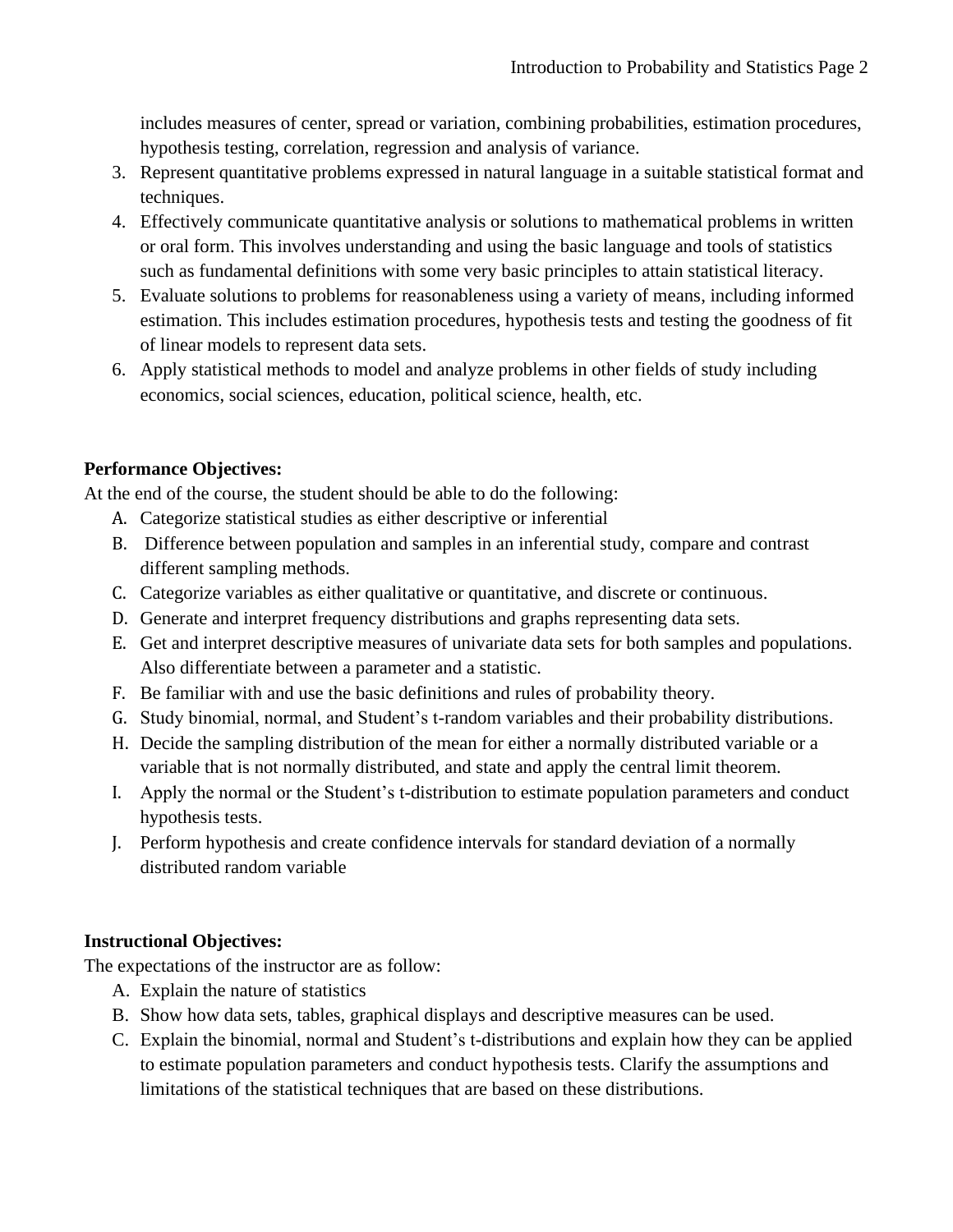includes measures of center, spread or variation, combining probabilities, estimation procedures, hypothesis testing, correlation, regression and analysis of variance.

3. Represent quantitative problems expressed in natural language in a suitable statistical format and techniques.
4. Effectively communicate quantitative analysis or solutions to mathematical problems in written or oral form. This involves understanding and using the basic language and tools of statistics such as fundamental definitions with some very basic principles to attain statistical literacy.
5. Evaluate solutions to problems for reasonableness using a variety of means, including informed estimation. This includes estimation procedures, hypothesis tests and testing the goodness of fit of linear models to represent data sets.
6. Apply statistical methods to model and analyze problems in other fields of study including economics, social sciences, education, political science, health, etc.

**Performance Objectives:**

At the end of the course, the student should be able to do the following:

A. Categorize statistical studies as either descriptive or inferential
B. Difference between population and samples in an inferential study, compare and contrast different sampling methods.
C. Categorize variables as either qualitative or quantitative, and discrete or continuous.
D. Generate and interpret frequency distributions and graphs representing data sets.
E. Get and interpret descriptive measures of univariate data sets for both samples and populations. Also differentiate between a parameter and a statistic.
F. Be familiar with and use the basic definitions and rules of probability theory.
G. Study binomial, normal, and Student's t-random variables and their probability distributions.
H. Decide the sampling distribution of the mean for either a normally distributed variable or a variable that is not normally distributed, and state and apply the central limit theorem.
I. Apply the normal or the Student's t-distribution to estimate population parameters and conduct hypothesis tests.
J. Perform hypothesis and create confidence intervals for standard deviation of a normally distributed random variable

**Instructional Objectives:**

The expectations of the instructor are as follow:

A. Explain the nature of statistics
B. Show how data sets, tables, graphical displays and descriptive measures can be used.
C. Explain the binomial, normal and Student's t-distributions and explain how they can be applied to estimate population parameters and conduct hypothesis tests. Clarify the assumptions and limitations of the statistical techniques that are based on these distributions.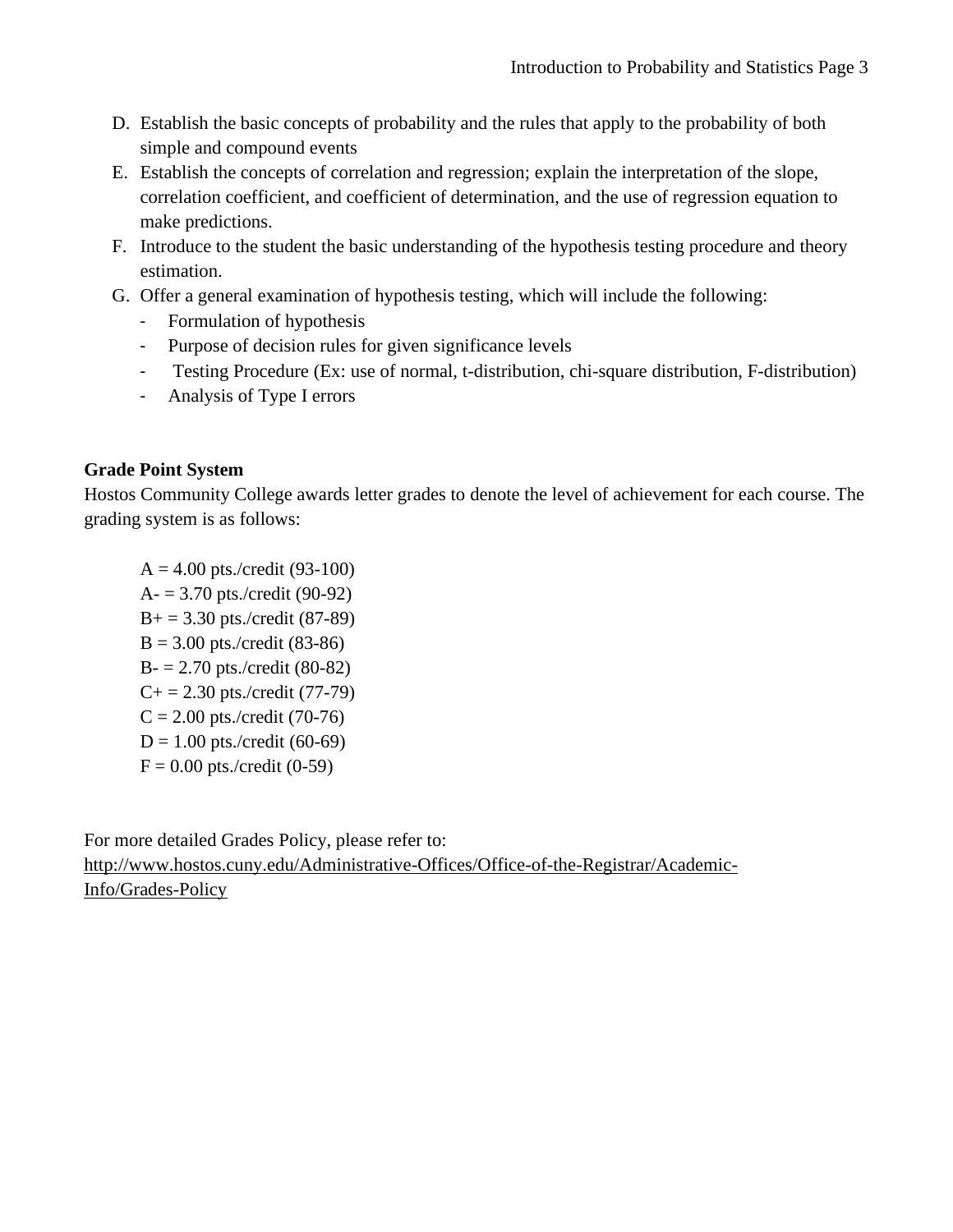D. Establish the basic concepts of probability and the rules that apply to the probability of both simple and compound events
E. Establish the concepts of correlation and regression; explain the interpretation of the slope, correlation coefficient, and coefficient of determination, and the use of regression equation to make predictions.
F. Introduce to the student the basic understanding of the hypothesis testing procedure and theory estimation.
G. Offer a general examination of hypothesis testing, which will include the following:
   - Formulation of hypothesis
   - Purpose of decision rules for given significance levels
   - Testing Procedure (Ex: use of normal, t-distribution, chi-square distribution, F-distribution)
   - Analysis of Type I errors

**Grade Point System**

Hostos Community College awards letter grades to denote the level of achievement for each course. The grading system is as follows:

A = 4.00 pts./credit (93-100)
A- = 3.70 pts./credit (90-92)
B+ = 3.30 pts./credit (87-89)
B = 3.00 pts./credit (83-86)
B- = 2.70 pts./credit (80-82)
C+ = 2.30 pts./credit (77-79)
C = 2.00 pts./credit (70-76)
D = 1.00 pts./credit (60-69)
F = 0.00 pts./credit (0-59)

For more detailed Grades Policy, please refer to:
http://www.hostos.cuny.edu/Administrative-Offices/Office-of-the-Registrar/Academic-Info/Grades-Policy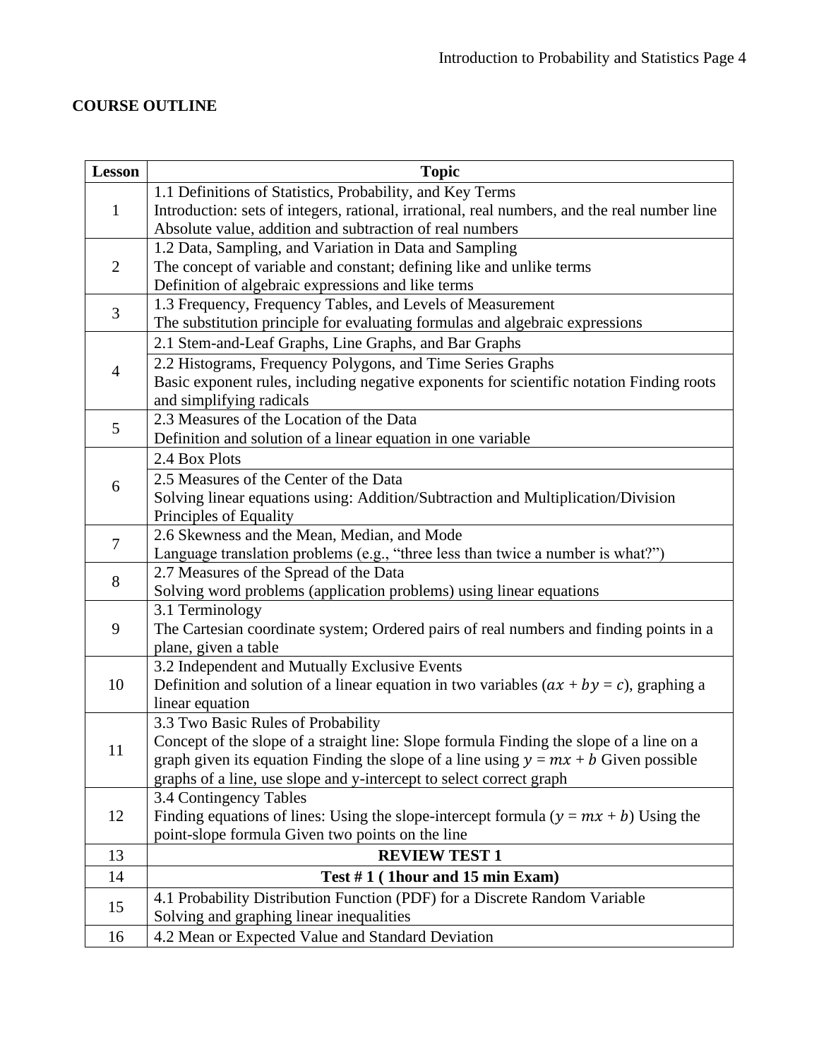**COURSE OUTLINE**

| Lesson | Topic |
|---|---|
| 1 | 1.1 Definitions of Statistics, Probability, and Key Terms<br>Introduction: sets of integers, rational, irrational, real numbers, and the real number line<br>Absolute value, addition and subtraction of real numbers |
| 2 | 1.2 Data, Sampling, and Variation in Data and Sampling<br>The concept of variable and constant; defining like and unlike terms<br>Definition of algebraic expressions and like terms |
| 3 | 1.3 Frequency, Frequency Tables, and Levels of Measurement<br>The substitution principle for evaluating formulas and algebraic expressions |
| 4 | 2.1 Stem-and-Leaf Graphs, Line Graphs, and Bar Graphs |
| | 2.2 Histograms, Frequency Polygons, and Time Series Graphs<br>Basic exponent rules, including negative exponents for scientific notation Finding roots and simplifying radicals |
| 5 | 2.3 Measures of the Location of the Data<br>Definition and solution of a linear equation in one variable |
| 6 | 2.4 Box Plots |
| | 2.5 Measures of the Center of the Data<br>Solving linear equations using: Addition/Subtraction and Multiplication/Division Principles of Equality |
| 7 | 2.6 Skewness and the Mean, Median, and Mode<br>Language translation problems (e.g., "three less than twice a number is what?") |
| 8 | 2.7 Measures of the Spread of the Data<br>Solving word problems (application problems) using linear equations |
| 9 | 3.1 Terminology<br>The Cartesian coordinate system; Ordered pairs of real numbers and finding points in a plane, given a table |
| 10 | 3.2 Independent and Mutually Exclusive Events<br>Definition and solution of a linear equation in two variables ($ax + by = c$), graphing a linear equation |
| 11 | 3.3 Two Basic Rules of Probability<br>Concept of the slope of a straight line: Slope formula Finding the slope of a line on a graph given its equation Finding the slope of a line using $y = mx + b$ Given possible graphs of a line, use slope and y-intercept to select correct graph |
| 12 | 3.4 Contingency Tables<br>Finding equations of lines: Using the slope-intercept formula ($y = mx + b$) Using the point-slope formula Given two points on the line |
| 13 | **REVIEW TEST 1** |
| 14 | **Test # 1 ( 1hour and 15 min Exam)** |
| 15 | 4.1 Probability Distribution Function (PDF) for a Discrete Random Variable<br>Solving and graphing linear inequalities |
| 16 | 4.2 Mean or Expected Value and Standard Deviation |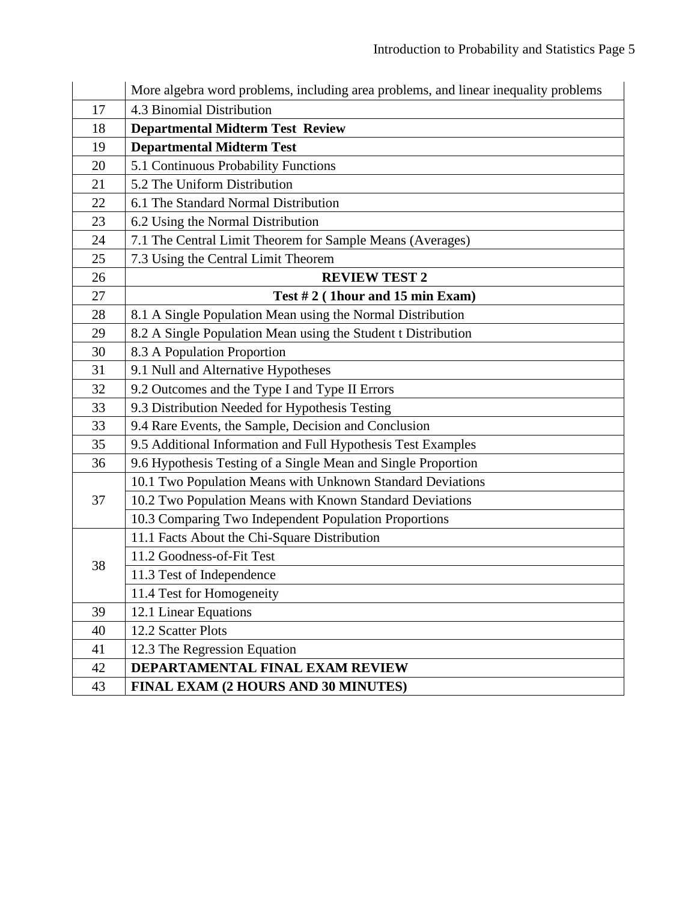| | |
|---|---|
| | More algebra word problems, including area problems, and linear inequality problems |
| 17 | 4.3 Binomial Distribution |
| 18 | **Departmental Midterm Test Review** |
| 19 | **Departmental Midterm Test** |
| 20 | 5.1 Continuous Probability Functions |
| 21 | 5.2 The Uniform Distribution |
| 22 | 6.1 The Standard Normal Distribution |
| 23 | 6.2 Using the Normal Distribution |
| 24 | 7.1 The Central Limit Theorem for Sample Means (Averages) |
| 25 | 7.3 Using the Central Limit Theorem |
| 26 | **REVIEW TEST 2** |
| 27 | **Test # 2 ( 1hour and 15 min Exam)** |
| 28 | 8.1 A Single Population Mean using the Normal Distribution |
| 29 | 8.2 A Single Population Mean using the Student t Distribution |
| 30 | 8.3 A Population Proportion |
| 31 | 9.1 Null and Alternative Hypotheses |
| 32 | 9.2 Outcomes and the Type I and Type II Errors |
| 33 | 9.3 Distribution Needed for Hypothesis Testing |
| 33 | 9.4 Rare Events, the Sample, Decision and Conclusion |
| 35 | 9.5 Additional Information and Full Hypothesis Test Examples |
| 36 | 9.6 Hypothesis Testing of a Single Mean and Single Proportion |
| 37 | 10.1 Two Population Means with Unknown Standard Deviations |
| | 10.2 Two Population Means with Known Standard Deviations |
| | 10.3 Comparing Two Independent Population Proportions |
| 38 | 11.1 Facts About the Chi-Square Distribution |
| | 11.2 Goodness-of-Fit Test |
| | 11.3 Test of Independence |
| | 11.4 Test for Homogeneity |
| 39 | 12.1 Linear Equations |
| 40 | 12.2 Scatter Plots |
| 41 | 12.3 The Regression Equation |
| 42 | **DEPARTAMENTAL FINAL EXAM REVIEW** |
| 43 | **FINAL EXAM (2 HOURS AND 30 MINUTES)** |